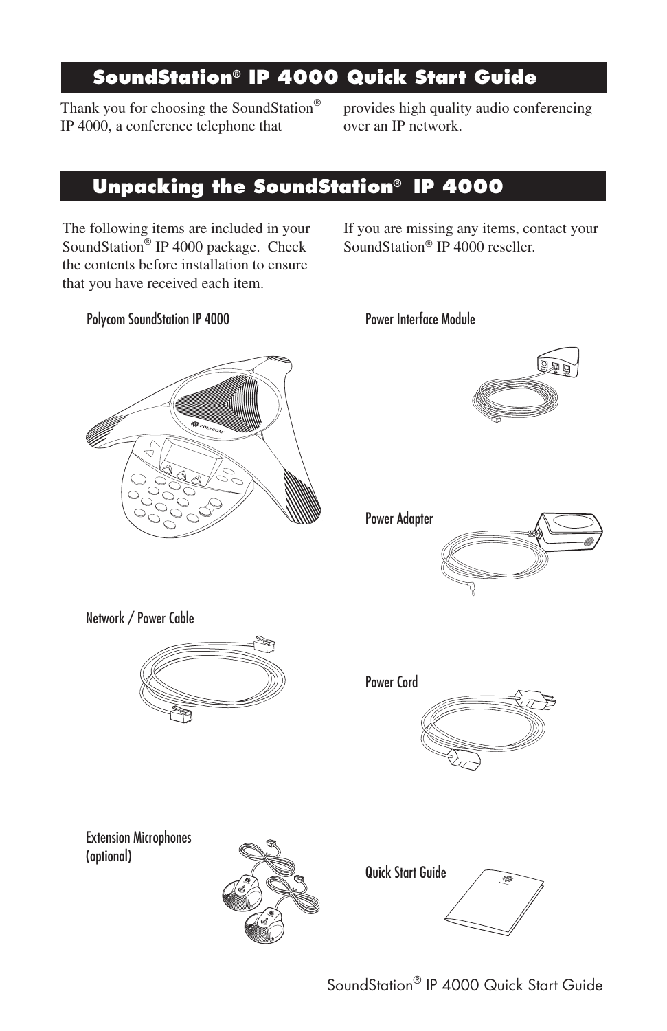# SoundStation® IP 4000 Quick Start Guide

Thank you for choosing the SoundStation® IP 4000, a conference telephone that provides high quality audio conferencing over an IP network.

# Unpacking the SoundStation® IP 4000

The following items are included in your SoundStation® IP 4000 package. Check the contents before installation to ensure that you have received each item.

If you are missing any items, contact your SoundStation® IP 4000 reseller.

Polycom SoundStation IP 4000

Power Interface Module

Power Adapter

Network / Power Cable

Power Cord

Extension Microphones (optional)

Quick Start Guide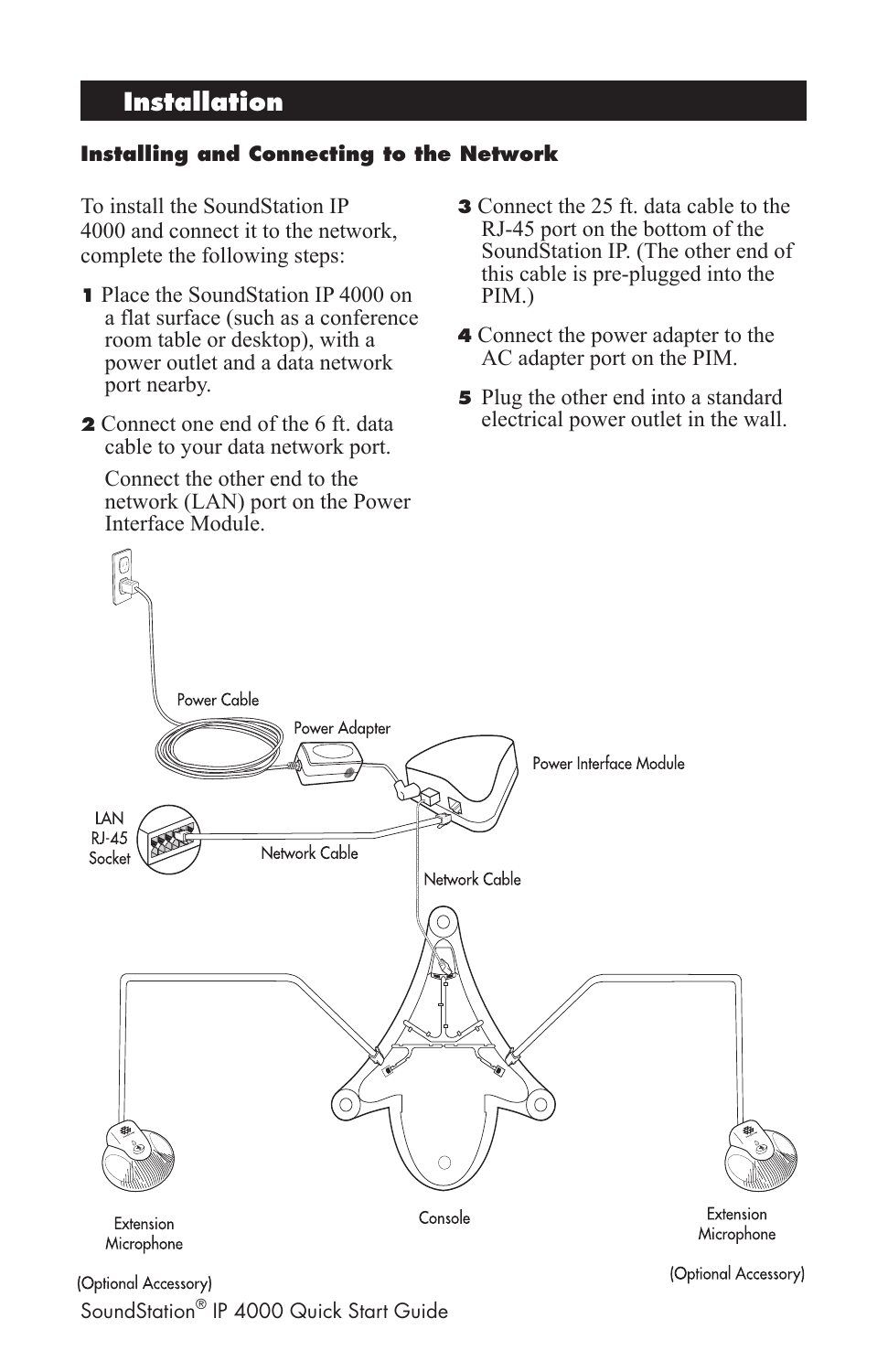# Installation

### Installing and Connecting to the Network

To install the SoundStation IP 4000 and connect it to the network, complete the following steps:

**1** Place the SoundStation IP 4000 on a flat surface (such as a conference room table or desktop), with a power outlet and a data network port nearby.

**2** Connect one end of the 6 ft. data cable to your data network port.

Connect the other end to the network (LAN) port on the Power Interface Module.

**3** Connect the 25 ft. data cable to the RJ-45 port on the bottom of the SoundStation IP. (The other end of this cable is pre-plugged into the PIM.)

**4** Connect the power adapter to the AC adapter port on the PIM.

**5** Plug the other end into a standard electrical power outlet in the wall.

Power Cable

Power Adapter

Power Interface Module

LAN RJ-45 Socket

Network Cable

Network Cable

Extension Microphone

(Optional Accessory)

Console

Extension Microphone

(Optional Accessory)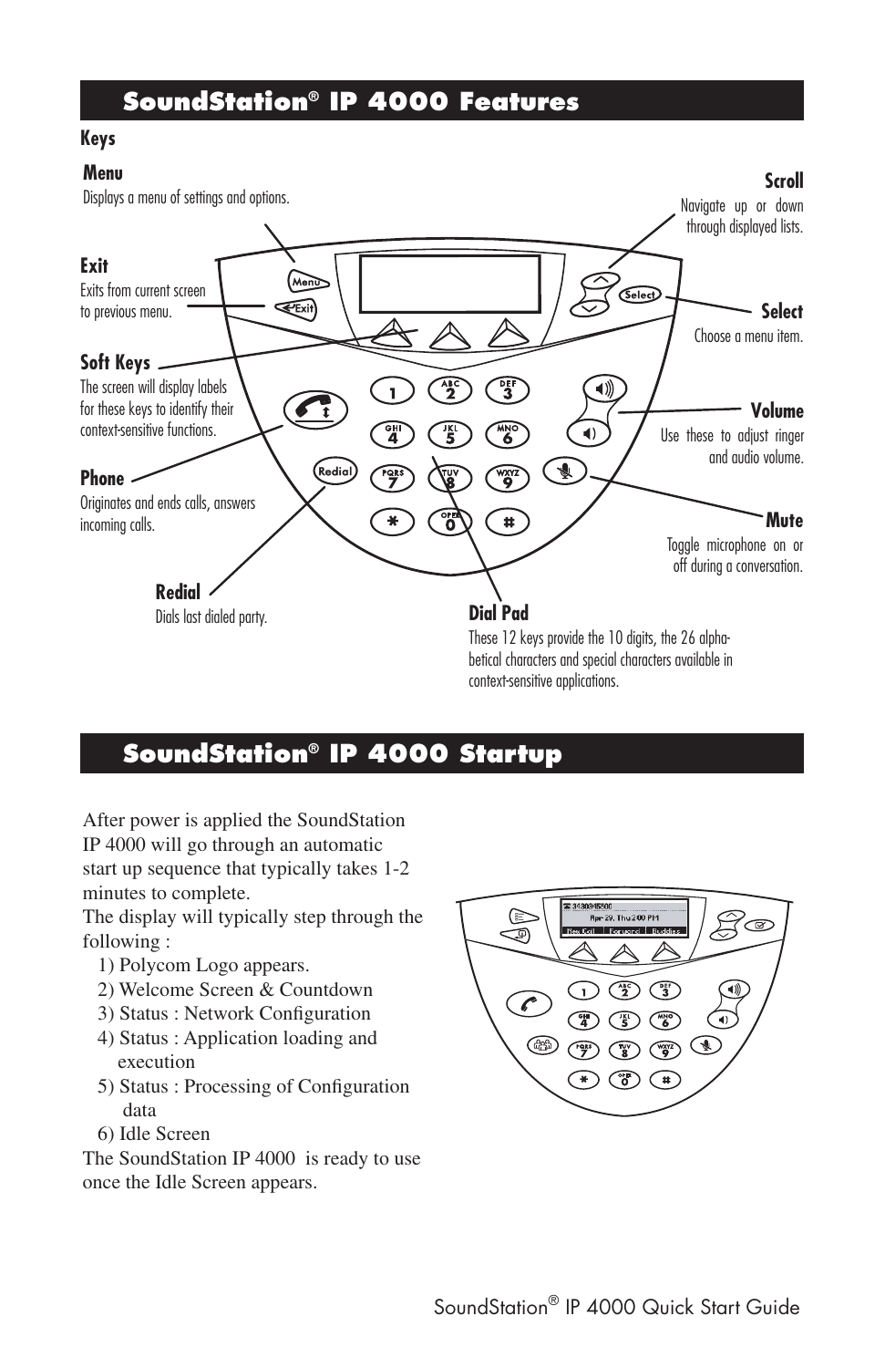## SoundStation® IP 4000 Features

### Keys

**Menu**
Displays a menu of settings and options.

**Scroll**
Navigate up or down through displayed lists.

**Exit**
Exits from current screen to previous menu.

**Select**
Choose a menu item.

**Soft Keys**
The screen will display labels for these keys to identify their context-sensitive functions.

**Volume**
Use these to adjust ringer and audio volume.

**Phone**
Originates and ends calls, answers incoming calls.

**Mute**
Toggle microphone on or off during a conversation.

**Redial**
Dials last dialed party.

**Dial Pad**
These 12 keys provide the 10 digits, the 26 alphabetical characters and special characters available in context-sensitive applications.

## SoundStation® IP 4000 Startup

After power is applied the SoundStation IP 4000 will go through an automatic start up sequence that typically takes 1-2 minutes to complete.

The display will typically step through the following :

1) Polycom Logo appears.
2) Welcome Screen & Countdown
3) Status : Network Configuration
4) Status : Application loading and execution
5) Status : Processing of Configuration data
6) Idle Screen

The SoundStation IP 4000 is ready to use once the Idle Screen appears.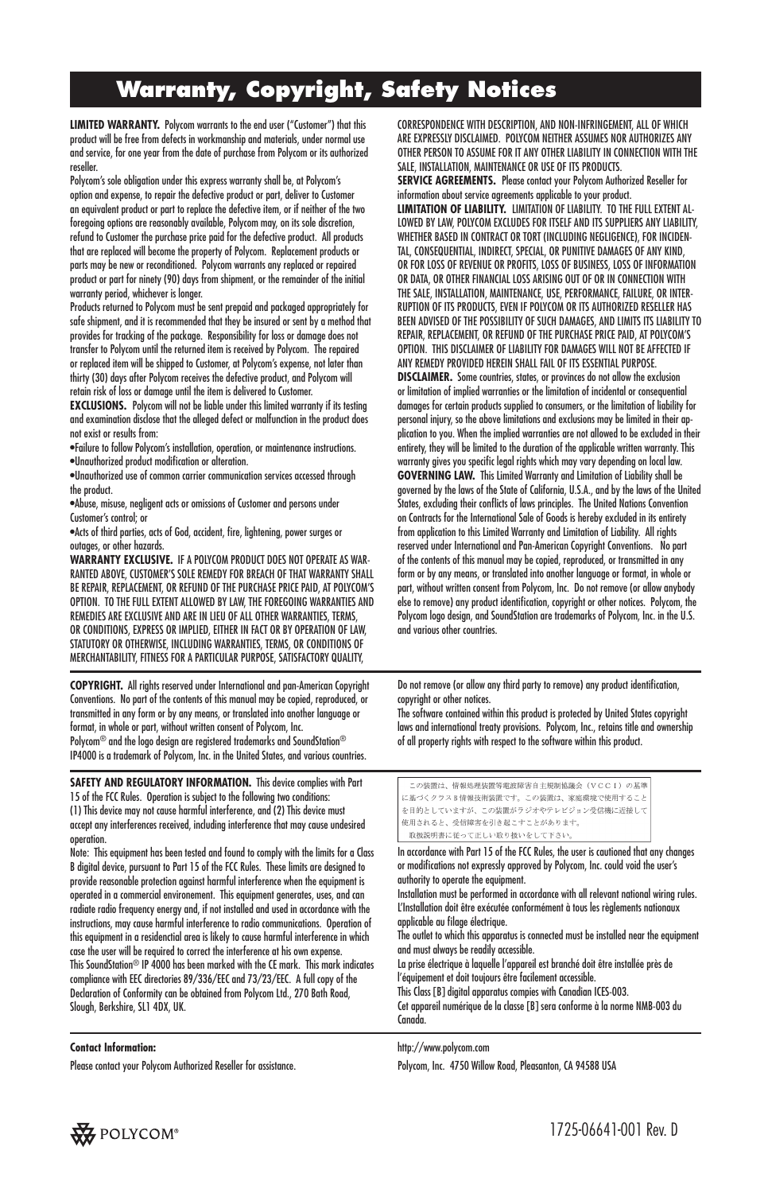# Warranty, Copyright, Safety Notices

**LIMITED WARRANTY.** Polycom warrants to the end user ("Customer") that this product will be free from defects in workmanship and materials, under normal use and service, for one year from the date of purchase from Polycom or its authorized reseller.

Polycom's sole obligation under this express warranty shall be, at Polycom's option and expense, to repair the defective product or part, deliver to Customer an equivalent product or part to replace the defective item, or if neither of the two foregoing options are reasonably available, Polycom may, on its sole discretion, refund to Customer the purchase price paid for the defective product. All products that are replaced will become the property of Polycom. Replacement products or parts may be new or reconditioned. Polycom warrants any replaced or repaired product or part for ninety (90) days from shipment, or the remainder of the initial warranty period, whichever is longer.

Products returned to Polycom must be sent prepaid and packaged appropriately for safe shipment, and it is recommended that they be insured or sent by a method that provides for tracking of the package. Responsibility for loss or damage does not transfer to Polycom until the returned item is received by Polycom. The repaired or replaced item will be shipped to Customer, at Polycom's expense, not later than thirty (30) days after Polycom receives the defective product, and Polycom will retain risk of loss or damage until the item is delivered to Customer.

**EXCLUSIONS.** Polycom will not be liable under this limited warranty if its testing and examination disclose that the alleged defect or malfunction in the product does not exist or results from:

- Failure to follow Polycom's installation, operation, or maintenance instructions.
- Unauthorized product modification or alteration.
- Unauthorized use of common carrier communication services accessed through the product.
- Abuse, misuse, negligent acts or omissions of Customer and persons under Customer's control; or
- Acts of third parties, acts of God, accident, fire, lightening, power surges or outages, or other hazards.

**WARRANTY EXCLUSIVE.** IF A POLYCOM PRODUCT DOES NOT OPERATE AS WARRANTED ABOVE, CUSTOMER'S SOLE REMEDY FOR BREACH OF THAT WARRANTY SHALL BE REPAIR, REPLACEMENT, OR REFUND OF THE PURCHASE PRICE PAID, AT POLYCOM'S OPTION. TO THE FULL EXTENT ALLOWED BY LAW, THE FOREGOING WARRANTIES AND REMEDIES ARE EXCLUSIVE AND ARE IN LIEU OF ALL OTHER WARRANTIES, TERMS, OR CONDITIONS, EXPRESS OR IMPLIED, EITHER IN FACT OR BY OPERATION OF LAW, STATUTORY OR OTHERWISE, INCLUDING WARRANTIES, TERMS, OR CONDITIONS OF MERCHANTABILITY, FITNESS FOR A PARTICULAR PURPOSE, SATISFACTORY QUALITY, CORRESPONDENCE WITH DESCRIPTION, AND NON-INFRINGEMENT, ALL OF WHICH ARE EXPRESSLY DISCLAIMED. POLYCOM NEITHER ASSUMES NOR AUTHORIZES ANY OTHER PERSON TO ASSUME FOR IT ANY OTHER LIABILITY IN CONNECTION WITH THE SALE, INSTALLATION, MAINTENANCE OR USE OF ITS PRODUCTS.

**SERVICE AGREEMENTS.** Please contact your Polycom Authorized Reseller for information about service agreements applicable to your product.

**LIMITATION OF LIABILITY.** LIMITATION OF LIABILITY. TO THE FULL EXTENT ALLOWED BY LAW, POLYCOM EXCLUDES FOR ITSELF AND ITS SUPPLIERS ANY LIABILITY, WHETHER BASED IN CONTRACT OR TORT (INCLUDING NEGLIGENCE), FOR INCIDENTAL, CONSEQUENTIAL, INDIRECT, SPECIAL, OR PUNITIVE DAMAGES OF ANY KIND, OR FOR LOSS OF REVENUE OR PROFITS, LOSS OF BUSINESS, LOSS OF INFORMATION OR DATA, OR OTHER FINANCIAL LOSS ARISING OUT OF OR IN CONNECTION WITH THE SALE, INSTALLATION, MAINTENANCE, USE, PERFORMANCE, FAILURE, OR INTERRUPTION OF ITS PRODUCTS, EVEN IF POLYCOM OR ITS AUTHORIZED RESELLER HAS BEEN ADVISED OF THE POSSIBILITY OF SUCH DAMAGES, AND LIMITS ITS LIABILITY TO REPAIR, REPLACEMENT, OR REFUND OF THE PURCHASE PRICE PAID, AT POLYCOM'S OPTION. THIS DISCLAIMER OF LIABILITY FOR DAMAGES WILL NOT BE AFFECTED IF ANY REMEDY PROVIDED HEREIN SHALL FAIL OF ITS ESSENTIAL PURPOSE.

**DISCLAIMER.** Some countries, states, or provinces do not allow the exclusion or limitation of implied warranties or the limitation of incidental or consequential damages for certain products supplied to consumers, or the limitation of liability for personal injury, so the above limitations and exclusions may be limited in their application to you. When the implied warranties are not allowed to be excluded in their entirety, they will be limited to the duration of the applicable written warranty. This warranty gives you specific legal rights which may vary depending on local law.

**GOVERNING LAW.** This Limited Warranty and Limitation of Liability shall be governed by the laws of the State of California, U.S.A., and by the laws of the United States, excluding their conflicts of laws principles. The United Nations Convention on Contracts for the International Sale of Goods is hereby excluded in its entirety from application to this Limited Warranty and Limitation of Liability. All rights reserved under International and Pan-American Copyright Conventions. No part of the contents of this manual may be copied, reproduced, or transmitted in any form or by any means, or translated into another language or format, in whole or part, without written consent from Polycom, Inc. Do not remove (or allow anybody else to remove) any product identification, copyright or other notices. Polycom, the Polycom logo design, and SoundStation are trademarks of Polycom, Inc. in the U.S. and various other countries.

**COPYRIGHT.** All rights reserved under International and pan-American Copyright Conventions. No part of the contents of this manual may be copied, reproduced, or transmitted in any form or by any means, or translated into another language or format, in whole or part, without written consent of Polycom, Inc.
Polycom® and the logo design are registered trademarks and SoundStation® IP4000 is a trademark of Polycom, Inc. in the United States, and various countries.

Do not remove (or allow any third party to remove) any product identification, copyright or other notices.
The software contained within this product is protected by United States copyright laws and international treaty provisions. Polycom, Inc., retains title and ownership of all property rights with respect to the software within this product.

**SAFETY AND REGULATORY INFORMATION.** This device complies with Part 15 of the FCC Rules. Operation is subject to the following two conditions: (1) This device may not cause harmful interference, and (2) This device must accept any interferences received, including interference that may cause undesired operation.

Note: This equipment has been tested and found to comply with the limits for a Class B digital device, pursuant to Part 15 of the FCC Rules. These limits are designed to provide reasonable protection against harmful interference when the equipment is operated in a commercial environement. This equipment generates, uses, and can radiate radio frequency energy and, if not installed and used in accordance with the instructions, may cause harmful interference to radio communications. Operation of this equipment in a residencial area is likely to cause harmful interference in which case the user will be required to correct the interference at his own expense.

This SoundStation® IP 4000 has been marked with the CE mark. This mark indicates compliance with EEC directories 89/336/EEC and 73/23/EEC. A full copy of the Declaration of Conformity can be obtained from Polycom Ltd., 270 Bath Road, Slough, Berkshire, SL1 4DX, UK.

この装置は、情報処理装置等電波障害自主規制協議会（ＶＣＣＩ）の基準に基づくクラスＢ情報技術装置です。この装置は、家庭環境で使用することを目的としていますが、この装置がラジオやテレビジョン受信機に近接して使用されると、受信障害を引き起こすことがあります。
取扱説明書に従って正しい取り扱いをして下さい。

In accordance with Part 15 of the FCC Rules, the user is cautioned that any changes or modifications not expressly approved by Polycom, Inc. could void the user's authority to operate the equipment.

Installation must be performed in accordance with all relevant national wiring rules.
L'Installation doit être exécutée conformément à tous les règlements nationaux applicable au filage électrique.

The outlet to which this apparatus is connected must be installed near the equipment and must always be readily accessible.
La prise électrique à laquelle l'appareil est branché doit être installée près de l'équipement et doit toujours être facilement accessible.

This Class [B] digital apparatus compies with Canadian ICES-003.
Cet appareil numérique de la classe [B] sera conforme à la norme NMB-003 du Canada.

**Contact Information:**

Please contact your Polycom Authorized Reseller for assistance.

http://www.polycom.com

Polycom, Inc. 4750 Willow Road, Pleasanton, CA 94588 USA

POLYCOM®

1725-06641-001 Rev. D